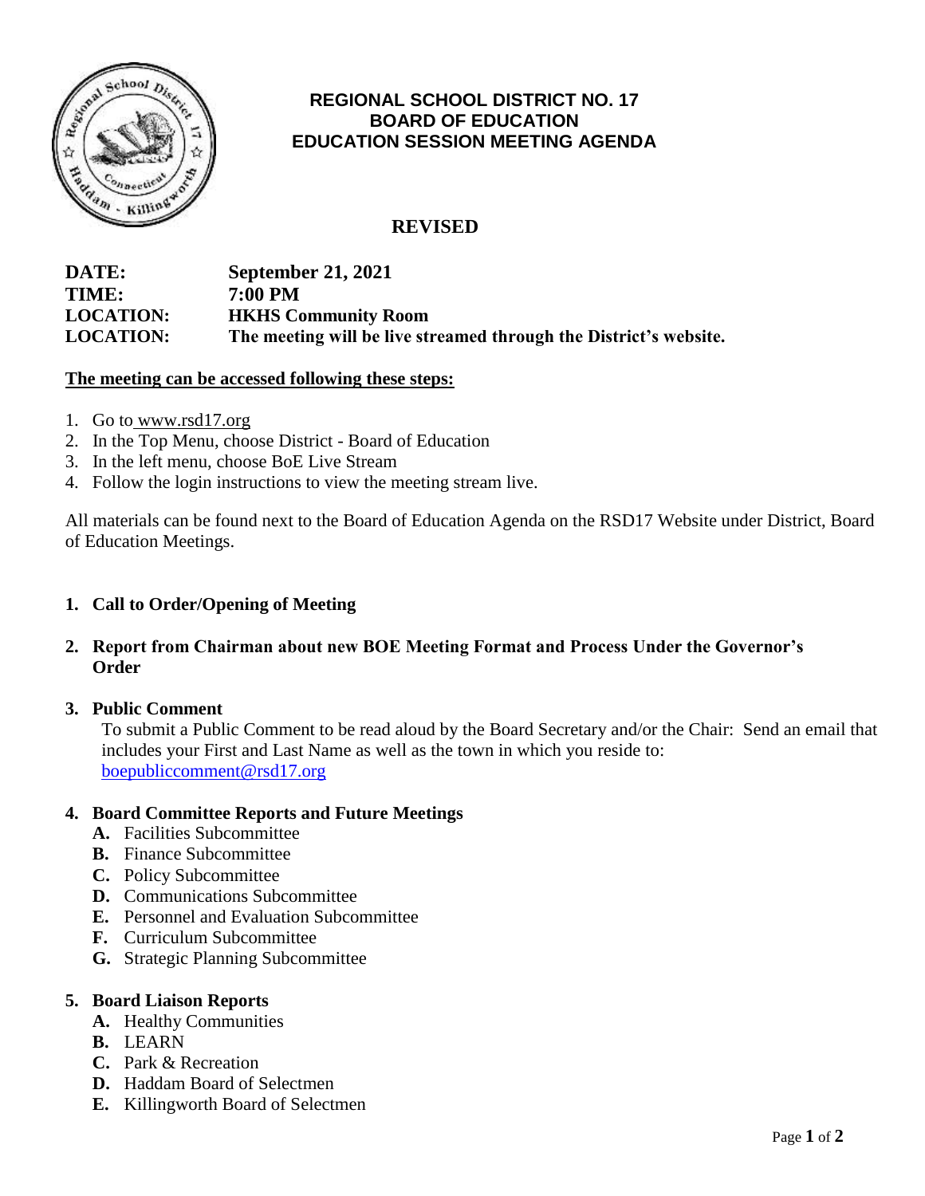# REGIONAL SCHOOL DISTRICT NO. 17
# BOARD OF EDUCATION
# EDUCATION SESSION MEETING AGENDA

## REVISED

**DATE:** September 21, 2021
**TIME:** 7:00 PM
**LOCATION:** HKHS Community Room
**LOCATION:** The meeting will be live streamed through the District's website.

**The meeting can be accessed following these steps:**

1. Go to www.rsd17.org
2. In the Top Menu, choose District - Board of Education
3. In the left menu, choose BoE Live Stream
4. Follow the login instructions to view the meeting stream live.

All materials can be found next to the Board of Education Agenda on the RSD17 Website under District, Board of Education Meetings.

1. **Call to Order/Opening of Meeting**

2. **Report from Chairman about new BOE Meeting Format and Process Under the Governor's Order**

3. **Public Comment**

   To submit a Public Comment to be read aloud by the Board Secretary and/or the Chair: Send an email that includes your First and Last Name as well as the town in which you reside to: boepubliccomment@rsd17.org

4. **Board Committee Reports and Future Meetings**
   - **A.** Facilities Subcommittee
   - **B.** Finance Subcommittee
   - **C.** Policy Subcommittee
   - **D.** Communications Subcommittee
   - **E.** Personnel and Evaluation Subcommittee
   - **F.** Curriculum Subcommittee
   - **G.** Strategic Planning Subcommittee

5. **Board Liaison Reports**
   - **A.** Healthy Communities
   - **B.** LEARN
   - **C.** Park & Recreation
   - **D.** Haddam Board of Selectmen
   - **E.** Killingworth Board of Selectmen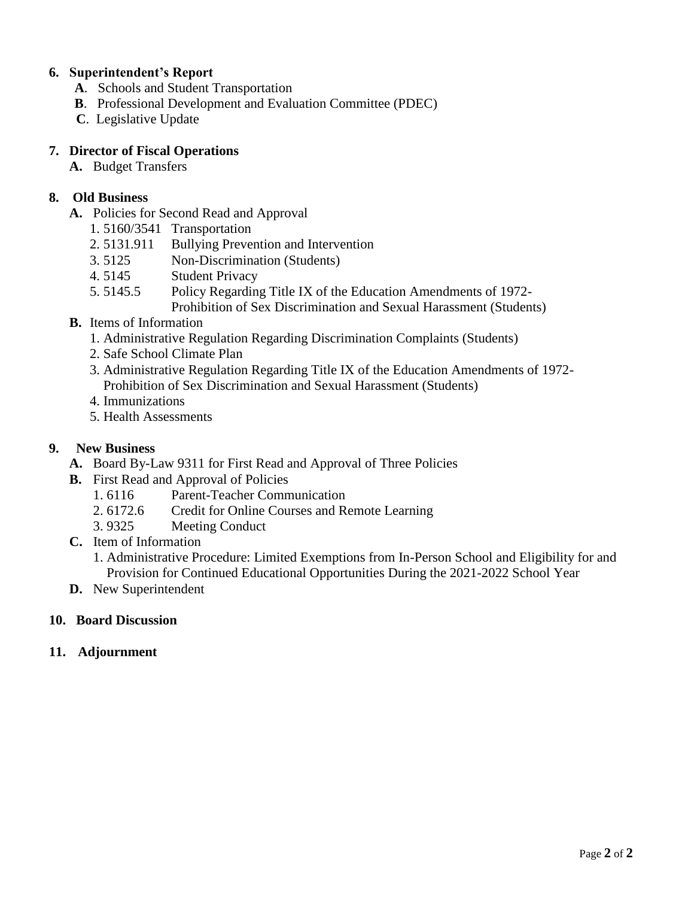**6. Superintendent's Report**

- **A**. Schools and Student Transportation
- **B**. Professional Development and Evaluation Committee (PDEC)
- **C**. Legislative Update

**7. Director of Fiscal Operations**

- **A.** Budget Transfers

**8. Old Business**

- **A.** Policies for Second Read and Approval
  1. 5160/3541 Transportation
  2. 5131.911 Bullying Prevention and Intervention
  3. 5125 Non-Discrimination (Students)
  4. 5145 Student Privacy
  5. 5145.5 Policy Regarding Title IX of the Education Amendments of 1972- Prohibition of Sex Discrimination and Sexual Harassment (Students)
- **B.** Items of Information
  1. Administrative Regulation Regarding Discrimination Complaints (Students)
  2. Safe School Climate Plan
  3. Administrative Regulation Regarding Title IX of the Education Amendments of 1972- Prohibition of Sex Discrimination and Sexual Harassment (Students)
  4. Immunizations
  5. Health Assessments

**9. New Business**

- **A.** Board By-Law 9311 for First Read and Approval of Three Policies
- **B.** First Read and Approval of Policies
  1. 6116 Parent-Teacher Communication
  2. 6172.6 Credit for Online Courses and Remote Learning
  3. 9325 Meeting Conduct
- **C.** Item of Information
  1. Administrative Procedure: Limited Exemptions from In-Person School and Eligibility for and Provision for Continued Educational Opportunities During the 2021-2022 School Year
- **D.** New Superintendent

**10. Board Discussion**

**11. Adjournment**